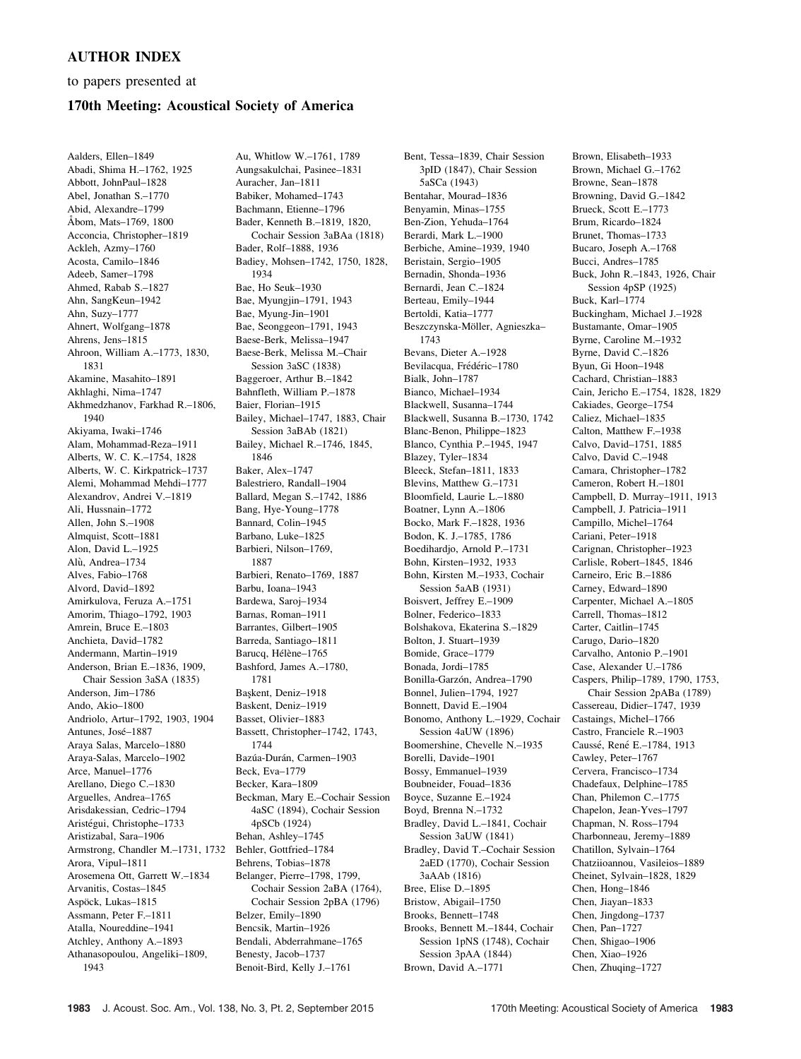## AUTHOR INDEX

to papers presented at

## 170th Meeting: Acoustical Society of America

Aalders, Ellen–1849
Abadi, Shima H.–1762, 1925
Abbott, JohnPaul–1828
Abel, Jonathan S.–1770
Abid, Alexandre–1799
Åbom, Mats–1769, 1800
Acconcia, Christopher–1819
Ackleh, Azmy–1760
Acosta, Camilo–1846
Adeeb, Samer–1798
Ahmed, Rabab S.–1827
Ahn, SangKeun–1942
Ahn, Suzy–1777
Ahnert, Wolfgang–1878
Ahrens, Jens–1815
Ahroon, William A.–1773, 1830, 1831
Akamine, Masahito–1891
Akhlaghi, Nima–1747
Akhmedzhanov, Farkhad R.–1806, 1940
Akiyama, Iwaki–1746
Alam, Mohammad-Reza–1911
Alberts, W. C. K.–1754, 1828
Alberts, W. C. Kirkpatrick–1737
Alemi, Mohammad Mehdi–1777
Alexandrov, Andrei V.–1819
Ali, Hussnain–1772
Allen, John S.–1908
Almquist, Scott–1881
Alon, David L.–1925
Alù, Andrea–1734
Alves, Fabio–1768
Alvord, David–1892
Amirkulova, Feruza A.–1751
Amorim, Thiago–1792, 1903
Amrein, Bruce E.–1803
Anchieta, David–1782
Andermann, Martin–1919
Anderson, Brian E.–1836, 1909, Chair Session 3aSA (1835)
Anderson, Jim–1786
Ando, Akio–1800
Andriolo, Artur–1792, 1903, 1904
Antunes, José–1887
Araya Salas, Marcelo–1880
Araya-Salas, Marcelo–1902
Arce, Manuel–1776
Arellano, Diego C.–1830
Arguelles, Andrea–1765
Arisdakessian, Cedric–1794
Aristégui, Christophe–1733
Aristizabal, Sara–1906
Armstrong, Chandler M.–1731, 1732
Arora, Vipul–1811
Arosemena Ott, Garrett W.–1834
Arvanitis, Costas–1845
Aspöck, Lukas–1815
Assmann, Peter F.–1811
Atalla, Noureddine–1941
Atchley, Anthony A.–1893
Athanasopoulou, Angeliki–1809, 1943
Au, Whitlow W.–1761, 1789
Aungsakulchai, Pasinee–1831
Auracher, Jan–1811
Babiker, Mohamed–1743
Bachmann, Etienne–1796
Bader, Kenneth B.–1819, 1820, Cochair Session 3aBAa (1818)
Bader, Rolf–1888, 1936
Badiey, Mohsen–1742, 1750, 1828, 1934
Bae, Ho Seuk–1930
Bae, Myungjin–1791, 1943
Bae, Myung-Jin–1901
Bae, Seonggeon–1791, 1943
Baese-Berk, Melissa–1947
Baese-Berk, Melissa M.–Chair Session 3aSC (1838)
Baggeroer, Arthur B.–1842
Bahnfleth, William P.–1878
Baier, Florian–1915
Bailey, Michael–1747, 1883, Chair Session 3aBAb (1821)
Bailey, Michael R.–1746, 1845, 1846
Baker, Alex–1747
Balestriero, Randall–1904
Ballard, Megan S.–1742, 1886
Bang, Hye-Young–1778
Bannard, Colin–1945
Barbano, Luke–1825
Barbieri, Nilson–1769, 1887
Barbieri, Renato–1769, 1887
Barbu, Ioana–1943
Bardewa, Saroj–1934
Barnas, Roman–1911
Barrantes, Gilbert–1905
Barreda, Santiago–1811
Barucq, Hélène–1765
Bashford, James A.–1780, 1781
Başkent, Deniz–1918
Baskent, Deniz–1919
Basset, Olivier–1883
Bassett, Christopher–1742, 1743, 1744
Bazúa-Durán, Carmen–1903
Beck, Eva–1779
Becker, Kara–1809
Beckman, Mary E.–Cochair Session 4aSC (1894), Cochair Session 4pSCb (1924)
Behan, Ashley–1745
Behler, Gottfried–1784
Behrens, Tobias–1878
Belanger, Pierre–1798, 1799, Cochair Session 2aBA (1764), Cochair Session 2pBA (1796)
Belzer, Emily–1890
Bencsik, Martin–1926
Bendali, Abderrahmane–1765
Benesty, Jacob–1737
Benoit-Bird, Kelly J.–1761
Bent, Tessa–1839, Chair Session 3pID (1847), Chair Session 5aSCa (1943)
Bentahar, Mourad–1836
Benyamin, Minas–1755
Ben-Zion, Yehuda–1764
Berardi, Mark L.–1900
Berbiche, Amine–1939, 1940
Beristain, Sergio–1905
Bernadin, Shonda–1936
Bernardi, Jean C.–1824
Berteau, Emily–1944
Bertoldi, Katia–1777
Beszczynska-Möller, Agnieszka–1743
Bevans, Dieter A.–1928
Bevilacqua, Frédéric–1780
Bialk, John–1787
Bianco, Michael–1934
Blackwell, Susanna–1744
Blackwell, Susanna B.–1730, 1742
Blanc-Benon, Philippe–1823
Blanco, Cynthia P.–1945, 1947
Blazey, Tyler–1834
Bleeck, Stefan–1811, 1833
Blevins, Matthew G.–1731
Bloomfield, Laurie L.–1880
Boatner, Lynn A.–1806
Bocko, Mark F.–1828, 1936
Bodon, K. J.–1785, 1786
Boedihardjo, Arnold P.–1731
Bohn, Kirsten–1932, 1933
Bohn, Kirsten M.–1933, Cochair Session 5aAB (1931)
Boisvert, Jeffrey E.–1909
Bolner, Federico–1833
Bolshakova, Ekaterina S.–1829
Bolton, J. Stuart–1939
Bomide, Grace–1779
Bonada, Jordi–1785
Bonilla-Garzón, Andrea–1790
Bonnel, Julien–1794, 1927
Bonnett, David E.–1904
Bonomo, Anthony L.–1929, Cochair Session 4aUW (1896)
Boomershine, Chevelle N.–1935
Borelli, Davide–1901
Bossy, Emmanuel–1939
Boubneider, Fouad–1836
Boyce, Suzanne E.–1924
Boyd, Brenna N.–1732
Bradley, David L.–1841, Cochair Session 3aUW (1841)
Bradley, David T.–Cochair Session 2aED (1770), Cochair Session 3aAAb (1816)
Bree, Elise D.–1895
Bristow, Abigail–1750
Brooks, Bennett–1748
Brooks, Bennett M.–1844, Cochair Session 1pNS (1748), Cochair Session 3pAA (1844)
Brown, David A.–1771
Brown, Elisabeth–1933
Brown, Michael G.–1762
Browne, Sean–1878
Browning, David G.–1842
Brueck, Scott E.–1773
Brum, Ricardo–1824
Brunet, Thomas–1733
Bucaro, Joseph A.–1768
Bucci, Andres–1785
Buck, John R.–1843, 1926, Chair Session 4pSP (1925)
Buck, Karl–1774
Buckingham, Michael J.–1928
Bustamante, Omar–1905
Byrne, Caroline M.–1932
Byrne, David C.–1826
Byun, Gi Hoon–1948
Cachard, Christian–1883
Cain, Jericho E.–1754, 1828, 1829
Cakiades, George–1754
Caliez, Michael–1835
Calton, Matthew F.–1938
Calvo, David–1751, 1885
Calvo, David C.–1948
Camara, Christopher–1782
Cameron, Robert H.–1801
Campbell, D. Murray–1911, 1913
Campbell, J. Patricia–1911
Campillo, Michel–1764
Cariani, Peter–1918
Carignan, Christopher–1923
Carlisle, Robert–1845, 1846
Carneiro, Eric B.–1886
Carney, Edward–1890
Carpenter, Michael A.–1805
Carrell, Thomas–1812
Carter, Caitlin–1745
Carugo, Dario–1820
Carvalho, Antonio P.–1901
Case, Alexander U.–1786
Caspers, Philip–1789, 1790, 1753, Chair Session 2pABa (1789)
Cassereau, Didier–1747, 1939
Castaings, Michel–1766
Castro, Franciele R.–1903
Caussé, René E.–1784, 1913
Cawley, Peter–1767
Cervera, Francisco–1734
Chadefaux, Delphine–1785
Chan, Philemon C.–1775
Chapelon, Jean-Yves–1797
Chapman, N. Ross–1794
Charbonneau, Jeremy–1889
Chatillon, Sylvain–1764
Chatziioannou, Vasileios–1889
Cheinet, Sylvain–1828, 1829
Chen, Hong–1846
Chen, Jiayan–1833
Chen, Jingdong–1737
Chen, Pan–1727
Chen, Shigao–1906
Chen, Xiao–1926
Chen, Zhuqing–1727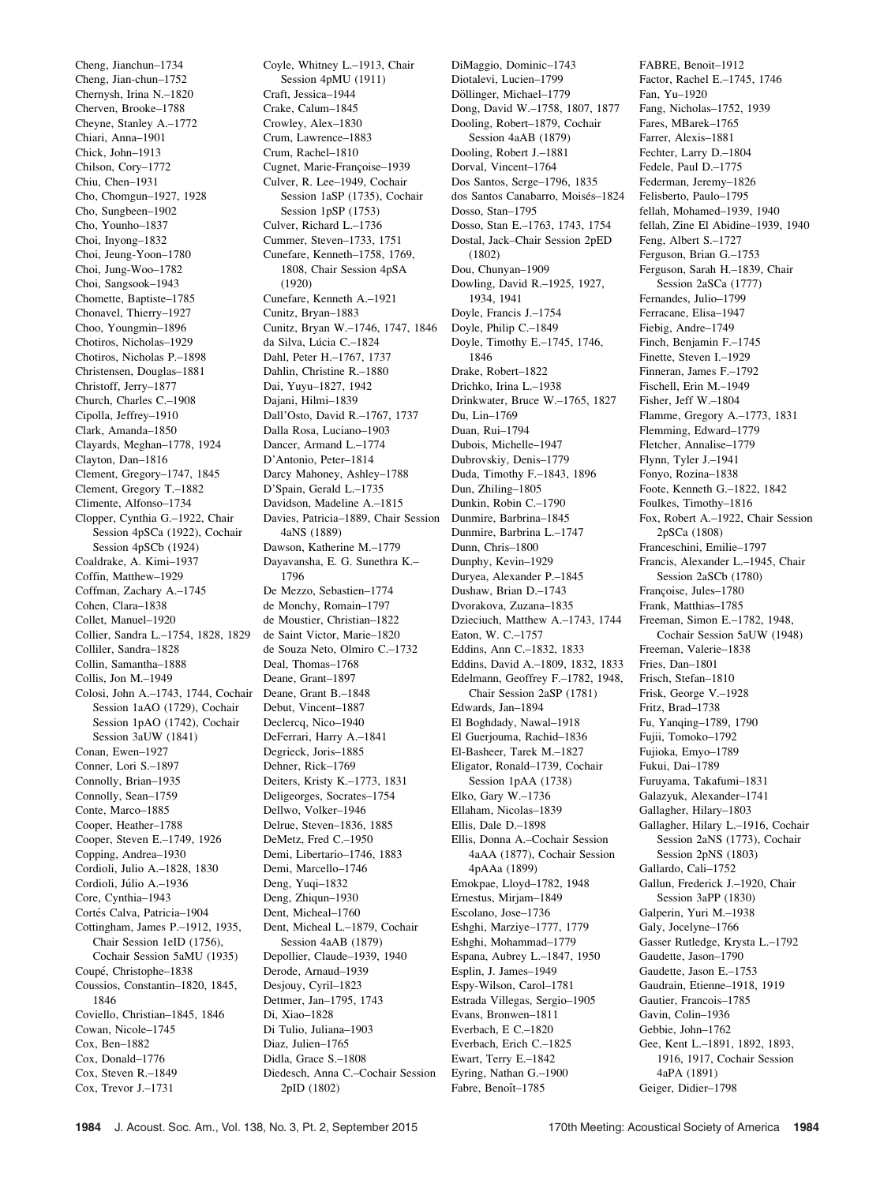Cheng, Jianchun–1734
Cheng, Jian-chun–1752
Chernysh, Irina N.–1820
Cherven, Brooke–1788
Cheyne, Stanley A.–1772
Chiari, Anna–1901
Chick, John–1913
Chilson, Cory–1772
Chiu, Chen–1931
Cho, Chomgun–1927, 1928
Cho, Sungbeen–1902
Cho, Younho–1837
Choi, Inyong–1832
Choi, Jeung-Yoon–1780
Choi, Jung-Woo–1782
Choi, Sangsook–1943
Chomette, Baptiste–1785
Chonavel, Thierry–1927
Choo, Youngmin–1896
Chotiros, Nicholas–1929
Chotiros, Nicholas P.–1898
Christensen, Douglas–1881
Christoff, Jerry–1877
Church, Charles C.–1908
Cipolla, Jeffrey–1910
Clark, Amanda–1850
Clayards, Meghan–1778, 1924
Clayton, Dan–1816
Clement, Gregory–1747, 1845
Clement, Gregory T.–1882
Climente, Alfonso–1734
Clopper, Cynthia G.–1922, Chair Session 4pSCa (1922), Cochair Session 4pSCb (1924)
Coaldrake, A. Kimi–1937
Coffin, Matthew–1929
Coffman, Zachary A.–1745
Cohen, Clara–1838
Collet, Manuel–1920
Collier, Sandra L.–1754, 1828, 1829
Colliler, Sandra–1828
Collin, Samantha–1888
Collis, Jon M.–1949
Colosi, John A.–1743, 1744, Cochair Session 1aAO (1729), Cochair Session 1pAO (1742), Cochair Session 3aUW (1841)
Conan, Ewen–1927
Conner, Lori S.–1897
Connolly, Brian–1935
Connolly, Sean–1759
Conte, Marco–1885
Cooper, Heather–1788
Cooper, Steven E.–1749, 1926
Copping, Andrea–1930
Cordioli, Julio A.–1828, 1830
Cordioli, Júlio A.–1936
Core, Cynthia–1943
Cortés Calva, Patricia–1904
Cottingham, James P.–1912, 1935, Chair Session 1eID (1756), Cochair Session 5aMU (1935)
Coupé, Christophe–1838
Coussios, Constantin–1820, 1845, 1846
Coviello, Christian–1845, 1846
Cowan, Nicole–1745
Cox, Ben–1882
Cox, Donald–1776
Cox, Steven R.–1849
Cox, Trevor J.–1731
Coyle, Whitney L.–1913, Chair Session 4pMU (1911)
Craft, Jessica–1944
Crake, Calum–1845
Crowley, Alex–1830
Crum, Lawrence–1883
Crum, Rachel–1810
Cugnet, Marie-Françoise–1939
Culver, R. Lee–1949, Cochair Session 1aSP (1735), Cochair Session 1pSP (1753)
Culver, Richard L.–1736
Cummer, Steven–1733, 1751
Cunefare, Kenneth–1758, 1769, 1808, Chair Session 4pSA (1920)
Cunefare, Kenneth A.–1921
Cunitz, Bryan–1883
Cunitz, Bryan W.–1746, 1747, 1846
da Silva, Lúcia C.–1824
Dahl, Peter H.–1767, 1737
Dahlin, Christine R.–1880
Dai, Yuyu–1827, 1942
Dajani, Hilmi–1839
Dall'Osto, David R.–1767, 1737
Dalla Rosa, Luciano–1903
Dancer, Armand L.–1774
D'Antonio, Peter–1814
Darcy Mahoney, Ashley–1788
D'Spain, Gerald L.–1735
Davidson, Madeline A.–1815
Davies, Patricia–1889, Chair Session 4aNS (1889)
Dawson, Katherine M.–1779
Dayavansha, E. G. Sunethra K.–1796
De Mezzo, Sebastien–1774
de Monchy, Romain–1797
de Moustier, Christian–1822
de Saint Victor, Marie–1820
de Souza Neto, Olmiro C.–1732
Deal, Thomas–1768
Deane, Grant–1897
Deane, Grant B.–1848
Debut, Vincent–1887
Declercq, Nico–1940
DeFerrari, Harry A.–1841
Degrieck, Joris–1885
Dehner, Rick–1769
Deiters, Kristy K.–1773, 1831
Deligeorges, Socrates–1754
Dellwo, Volker–1946
Delrue, Steven–1836, 1885
DeMetz, Fred C.–1950
Demi, Libertario–1746, 1883
Demi, Marcello–1746
Deng, Yuqi–1832
Deng, Zhiqun–1930
Dent, Micheal–1760
Dent, Micheal L.–1879, Cochair Session 4aAB (1879)
Depollier, Claude–1939, 1940
Derode, Arnaud–1939
Desjouy, Cyril–1823
Dettmer, Jan–1795, 1743
Di, Xiao–1828
Di Tulio, Juliana–1903
Diaz, Julien–1765
Didla, Grace S.–1808
Diedesch, Anna C.–Cochair Session 2pID (1802)
DiMaggio, Dominic–1743
Diotalevi, Lucien–1799
Döllinger, Michael–1779
Dong, David W.–1758, 1807, 1877
Dooling, Robert–1879, Cochair Session 4aAB (1879)
Dooling, Robert J.–1881
Dorval, Vincent–1764
Dos Santos, Serge–1796, 1835
dos Santos Canabarro, Moisés–1824
Dosso, Stan–1795
Dosso, Stan E.–1763, 1743, 1754
Dostal, Jack–Chair Session 2pED (1802)
Dou, Chunyan–1909
Dowling, David R.–1925, 1927, 1934, 1941
Doyle, Francis J.–1754
Doyle, Philip C.–1849
Doyle, Timothy E.–1745, 1746, 1846
Drake, Robert–1822
Drichko, Irina L.–1938
Drinkwater, Bruce W.–1765, 1827
Du, Lin–1769
Duan, Rui–1794
Dubois, Michelle–1947
Dubrovskiy, Denis–1779
Duda, Timothy F.–1843, 1896
Dun, Zhiling–1805
Dunkin, Robin C.–1790
Dunmire, Barbrina–1845
Dunmire, Barbrina L.–1747
Dunn, Chris–1800
Dunphy, Kevin–1929
Duryea, Alexander P.–1845
Dushaw, Brian D.–1743
Dvorakova, Zuzana–1835
Dzieciuch, Matthew A.–1743, 1744
Eaton, W. C.–1757
Eddins, Ann C.–1832, 1833
Eddins, David A.–1809, 1832, 1833
Edelmann, Geoffrey F.–1782, 1948, Chair Session 2aSP (1781)
Edwards, Jan–1894
El Boghdady, Nawal–1918
El Guerjouma, Rachid–1836
El-Basheer, Tarek M.–1827
Eligator, Ronald–1739, Cochair Session 1pAA (1738)
Elko, Gary W.–1736
Ellaham, Nicolas–1839
Ellis, Dale D.–1898
Ellis, Donna A.–Cochair Session 4aAA (1877), Cochair Session 4pAAa (1899)
Emokpae, Lloyd–1782, 1948
Ernestus, Mirjam–1849
Escolano, Jose–1736
Eshghi, Marziye–1777, 1779
Eshghi, Mohammad–1779
Espana, Aubrey L.–1847, 1950
Esplin, J. James–1949
Espy-Wilson, Carol–1781
Estrada Villegas, Sergio–1905
Evans, Bronwen–1811
Everbach, E C.–1820
Everbach, Erich C.–1825
Ewart, Terry E.–1842
Eyring, Nathan G.–1900
Fabre, Benoît–1785
FABRE, Benoit–1912
Factor, Rachel E.–1745, 1746
Fan, Yu–1920
Fang, Nicholas–1752, 1939
Fares, MBarek–1765
Farrer, Alexis–1881
Fechter, Larry D.–1804
Fedele, Paul D.–1775
Federman, Jeremy–1826
Felisberto, Paulo–1795
fellah, Mohamed–1939, 1940
fellah, Zine El Abidine–1939, 1940
Feng, Albert S.–1727
Ferguson, Brian G.–1753
Ferguson, Sarah H.–1839, Chair Session 2aSCa (1777)
Fernandes, Julio–1799
Ferracane, Elisa–1947
Fiebig, Andre–1749
Finch, Benjamin F.–1745
Finette, Steven I.–1929
Finneran, James F.–1792
Fischell, Erin M.–1949
Fisher, Jeff W.–1804
Flamme, Gregory A.–1773, 1831
Flemming, Edward–1779
Fletcher, Annalise–1779
Flynn, Tyler J.–1941
Fonyo, Rozina–1838
Foote, Kenneth G.–1822, 1842
Foulkes, Timothy–1816
Fox, Robert A.–1922, Chair Session 2pSCa (1808)
Franceschini, Emilie–1797
Francis, Alexander L.–1945, Chair Session 2aSCb (1780)
Françoise, Jules–1780
Frank, Matthias–1785
Freeman, Simon E.–1782, 1948, Cochair Session 5aUW (1948)
Freeman, Valerie–1838
Fries, Dan–1801
Frisch, Stefan–1810
Frisk, George V.–1928
Fritz, Brad–1738
Fu, Yanqing–1789, 1790
Fujii, Tomoko–1792
Fujioka, Emyo–1789
Fukui, Dai–1789
Furuyama, Takafumi–1831
Galazyuk, Alexander–1741
Gallagher, Hilary–1803
Gallagher, Hilary L.–1916, Cochair Session 2aNS (1773), Cochair Session 2pNS (1803)
Gallardo, Cali–1752
Gallun, Frederick J.–1920, Chair Session 3aPP (1830)
Galperin, Yuri M.–1938
Galy, Jocelyne–1766
Gasser Rutledge, Krysta L.–1792
Gaudette, Jason–1790
Gaudette, Jason E.–1753
Gaudrain, Etienne–1918, 1919
Gautier, Francois–1785
Gavin, Colin–1936
Gebbie, John–1762
Gee, Kent L.–1891, 1892, 1893, 1916, 1917, Cochair Session 4aPA (1891)
Geiger, Didier–1798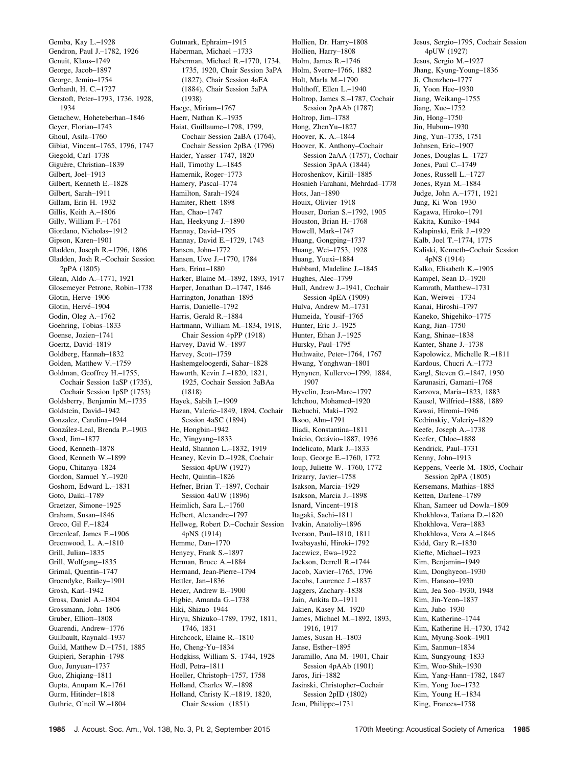Gemba, Kay L.–1928
Gendron, Paul J.–1782, 1926
Genuit, Klaus–1749
George, Jacob–1897
George, Jemin–1754
Gerhardt, H. C.–1727
Gerstoft, Peter–1793, 1736, 1928, 1934
Getachew, Hoheteberhan–1846
Geyer, Florian–1743
Ghoul, Asila–1760
Gibiat, Vincent–1765, 1796, 1747
Giegold, Carl–1738
Giguère, Christian–1839
Gilbert, Joel–1913
Gilbert, Kenneth E.–1828
Gilbert, Sarah–1911
Gillam, Erin H.–1932
Gillis, Keith A.–1806
Gilly, William F.–1761
Giordano, Nicholas–1912
Gipson, Karen–1901
Gladden, Joseph R.–1796, 1806
Gladden, Josh R.–Cochair Session 2pPA (1805)
Glean, Aldo A.–1771, 1921
Glosemeyer Petrone, Robin–1738
Glotin, Herve–1906
Glotin, Hervé–1904
Godin, Oleg A.–1762
Goehring, Tobias–1833
Goense, Jozien–1741
Goertz, David–1819
Goldberg, Hannah–1832
Golden, Matthew V.–1759
Goldman, Geoffrey H.–1755, Cochair Session 1aSP (1735), Cochair Session 1pSP (1753)
Goldsberry, Benjamin M.–1735
Goldstein, David–1942
Gonzalez, Carolina–1944
González-Leal, Brenda P.–1903
Good, Jim–1877
Good, Kenneth–1878
Good, Kenneth W.–1899
Gopu, Chitanya–1824
Gordon, Samuel Y.–1920
Goshorn, Edward L.–1831
Goto, Daiki–1789
Graetzer, Simone–1925
Graham, Susan–1846
Greco, Gil F.–1824
Greenleaf, James F.–1906
Greenwood, L. A.–1810
Grill, Julian–1835
Grill, Wolfgang–1835
Grimal, Quentin–1747
Groendyke, Bailey–1901
Grosh, Karl–1942
Gross, Daniel A.–1804
Grossmann, John–1806
Gruber, Elliott–1808
Guarendi, Andrew–1776
Guilbault, Raynald–1937
Guild, Matthew D.–1751, 1885
Guipieri, Seraphin–1798
Guo, Junyuan–1737
Guo, Zhiqiang–1811
Gupta, Anupam K.–1761
Gurm, Hitinder–1818
Guthrie, O'neil W.–1804
Gutmark, Ephraim–1915
Haberman, Michael –1733
Haberman, Michael R.–1770, 1734, 1735, 1920, Chair Session 3aPA (1827), Chair Session 4aEA (1884), Chair Session 5aPA (1938)
Haege, Miriam–1767
Haerr, Nathan K.–1935
Haiat, Guillaume–1798, 1799, Cochair Session 2aBA (1764), Cochair Session 2pBA (1796)
Haider, Yasser–1747, 1820
Hall, Timothy L.–1845
Hamernik, Roger–1773
Hamery, Pascal–1774
Hamilton, Sarah–1924
Hamiter, Rhett–1898
Han, Chao–1747
Han, Heekyung J.–1890
Hannay, David–1795
Hannay, David E.–1729, 1743
Hansen, John–1772
Hansen, Uwe J.–1770, 1784
Hara, Erina–1880
Harker, Blaine M.–1892, 1893, 1917
Harper, Jonathan D.–1747, 1846
Harrington, Jonathan–1895
Harris, Danielle–1792
Harris, Gerald R.–1884
Hartmann, William M.–1834, 1918, Chair Session 4pPP (1918)
Harvey, David W.–1897
Harvey, Scott–1759
Hashemgeloogerdi, Sahar–1828
Haworth, Kevin J.–1820, 1821, 1925, Cochair Session 3aBAa (1818)
Hayek, Sabih I.–1909
Hazan, Valerie–1849, 1894, Cochair Session 4aSC (1894)
He, Hongbin–1942
He, Yingyang–1833
Heald, Shannon L.–1832, 1919
Heaney, Kevin D.–1928, Cochair Session 4pUW (1927)
Hecht, Quintin–1826
Hefner, Brian T.–1897, Cochair Session 4aUW (1896)
Heimlich, Sara L.–1760
Helbert, Alexandre–1797
Hellweg, Robert D.–Cochair Session 4pNS (1914)
Hemme, Dan–1770
Henyey, Frank S.–1897
Herman, Bruce A.–1884
Hermand, Jean-Pierre–1794
Hettler, Jan–1836
Heuer, Andrew E.–1900
Higbie, Amanda G.–1738
Hiki, Shizuo–1944
Hiryu, Shizuko–1789, 1792, 1811, 1746, 1831
Hitchcock, Elaine R.–1810
Ho, Cheng-Yu–1834
Hodgkiss, William S.–1744, 1928
Hödl, Petra–1811
Hoeller, Christoph–1757, 1758
Holland, Charles W.–1898
Holland, Christy K.–1819, 1820, Chair Session (1851)
Hollien, Dr. Harry–1808
Hollien, Harry–1808
Holm, James R.–1746
Holm, Sverre–1766, 1882
Holt, Marla M.–1790
Holthoff, Ellen L.–1940
Holtrop, James S.–1787, Cochair Session 2pAAb (1787)
Holtrop, Jim–1788
Hong, ZhenYu–1827
Hoover, K. A.–1844
Hoover, K. Anthony–Cochair Session 2aAA (1757), Cochair Session 3pAA (1844)
Horoshenkov, Kirill–1885
Hosnieh Farahani, Mehrdad–1778
Hots, Jan–1890
Houix, Olivier–1918
Houser, Dorian S.–1792, 1905
Houston, Brian H.–1768
Howell, Mark–1747
Huang, Gongping–1737
Huang, Wei–1753, 1928
Huang, Yuexi–1884
Hubbard, Madeline J.–1845
Hughes, Alec–1799
Hull, Andrew J.–1941, Cochair Session 4pEA (1909)
Hulva, Andrew M.–1731
Humeida, Yousif–1765
Hunter, Eric J.–1925
Hunter, Ethan J.–1925
Hursky, Paul–1795
Huthwaite, Peter–1764, 1767
Hwang, Yonghwan–1801
Hynynen, Kullervo–1799, 1884, 1907
Hyvelin, Jean-Marc–1797
Ichchou, Mohamed–1920
Ikebuchi, Maki–1792
Iksoo, Ahn–1791
Iliadi, Konstantina–1811
Inácio, Octávio–1887, 1936
Indelicato, Mark J.–1833
Ioup, George E.–1760, 1772
Ioup, Juliette W.–1760, 1772
Irizarry, Javier–1758
Isakson, Marcia–1929
Isakson, Marcia J.–1898
Isnard, Vincent–1918
Itagaki, Sachi–1811
Ivakin, Anatoliy–1896
Iverson, Paul–1810, 1811
Iwabayashi, Hiroki–1792
Jacewicz, Ewa–1922
Jackson, Derrell R.–1744
Jacob, Xavier–1765, 1796
Jacobs, Laurence J.–1837
Jaggers, Zachary–1838
Jain, Ankita D.–1911
Jakien, Kasey M.–1920
James, Michael M.–1892, 1893, 1916, 1917
James, Susan H.–1803
Janse, Esther–1895
Jaramillo, Ana M.–1901, Chair Session 4pAAb (1901)
Jaros, Jiri–1882
Jasinski, Christopher–Cochair Session 2pID (1802)
Jean, Philippe–1731
Jesus, Sergio–1795, Cochair Session 4pUW (1927)
Jesus, Sergio M.–1927
Jhang, Kyung-Young–1836
Ji, Chenzhen–1777
Ji, Yoon Hee–1930
Jiang, Weikang–1755
Jiang, Xue–1752
Jin, Hong–1750
Jin, Hubum–1930
Jing, Yun–1735, 1751
Johnsen, Eric–1907
Jones, Douglas L.–1727
Jones, Paul C.–1749
Jones, Russell L.–1727
Jones, Ryan M.–1884
Judge, John A.–1771, 1921
Jung, Ki Won–1930
Kagawa, Hiroko–1791
Kakita, Kuniko–1944
Kalapinski, Erik J.–1929
Kalb, Joel T.–1774, 1775
Kaliski, Kenneth–Cochair Session 4pNS (1914)
Kalko, Elisabeth K.–1905
Kampel, Sean D.–1920
Kamrath, Matthew–1731
Kan, Weiwei –1734
Kanai, Hiroshi–1797
Kaneko, Shigehiko–1775
Kang, Jian–1750
Kang, Shinae–1838
Kanter, Shane J.–1738
Kapolowicz, Michelle R.–1811
Kardous, Chucri A.–1773
Kargl, Steven G.–1847, 1950
Karunasiri, Gamani–1768
Karzova, Maria–1823, 1883
Kausel, Wilfried–1888, 1889
Kawai, Hiromi–1946
Kedrinskiy, Valeriy–1829
Keefe, Joseph A.–1738
Keefer, Chloe–1888
Kendrick, Paul–1731
Kenny, John–1913
Keppens, Veerle M.–1805, Cochair Session 2pPA (1805)
Kersemans, Mathias–1885
Ketten, Darlene–1789
Khan, Sameer ud Dowla–1809
Khokhlova, Tatiana D.–1820
Khokhlova, Vera–1883
Khokhlova, Vera A.–1846
Kidd, Gary R.–1830
Kiefte, Michael–1923
Kim, Benjamin–1949
Kim, Donghyeon–1930
Kim, Hansoo–1930
Kim, Jea Soo–1930, 1948
Kim, Jin-Yeon–1837
Kim, Juho–1930
Kim, Katherine–1744
Kim, Katherine H.–1730, 1742
Kim, Myung-Sook–1901
Kim, Sanmun–1834
Kim, Sungyoung–1833
Kim, Woo-Shik–1930
Kim, Yang-Hann–1782, 1847
Kim, Yong Joe–1732
Kim, Young H.–1834
King, Frances–1758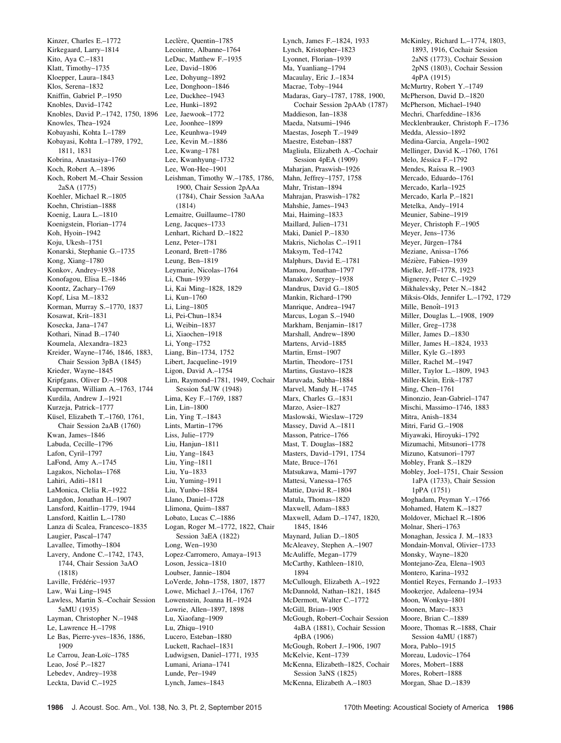Kinzer, Charles E.–1772
Kirkegaard, Larry–1814
Kito, Aya C.–1831
Klatt, Timothy–1735
Kloepper, Laura–1843
Klos, Serena–1832
Kniffin, Gabriel P.–1950
Knobles, David–1742
Knobles, David P.–1742, 1750, 1896
Knowles, Thea–1924
Kobayashi, Kohta I.–1789
Kobayasi, Kohta I.–1789, 1792, 1811, 1831
Kobrina, Anastasiya–1760
Koch, Robert A.–1896
Koch, Robert M.–Chair Session 2aSA (1775)
Koehler, Michael R.–1805
Koehn, Christian–1888
Koenig, Laura L.–1810
Koenigstein, Florian–1774
Koh, Hyoin–1942
Koju, Ukesh–1751
Konarski, Stephanie G.–1735
Kong, Xiang–1780
Konkov, Andrey–1938
Konofagou, Elisa E.–1846
Koontz, Zachary–1769
Kopf, Lisa M.–1832
Korman, Murray S.–1770, 1837
Kosawat, Krit–1831
Kosecka, Jana–1747
Kothari, Ninad B.–1740
Koumela, Alexandra–1823
Kreider, Wayne–1746, 1846, 1883, Chair Session 3pBA (1845)
Krieder, Wayne–1845
Kripfgans, Oliver D.–1908
Kuperman, William A.–1763, 1744
Kurdila, Andrew J.–1921
Kurzeja, Patrick–1777
Küsel, Elizabeth T.–1760, 1761, Chair Session 2aAB (1760)
Kwan, James–1846
Labuda, Cecille–1796
Lafon, Cyril–1797
LaFond, Amy A.–1745
Lagakos, Nicholas–1768
Lahiri, Aditi–1811
LaMonica, Clelia R.–1922
Langdon, Jonathan H.–1907
Lansford, Kaitlin–1779, 1944
Lansford, Kaitlin L.–1780
Lanza di Scalea, Francesco–1835
Laugier, Pascal–1747
Lavallee, Timothy–1804
Lavery, Andone C.–1742, 1743, 1744, Chair Session 3aAO (1818)
Laville, Frédéric–1937
Law, Wai Ling–1945
Lawless, Martin S.–Cochair Session 5aMU (1935)
Layman, Christopher N.–1948
Le, Lawrence H.–1798
Le Bas, Pierre-yves–1836, 1886, 1909
Le Carrou, Jean-Loïc–1785
Leao, José P.–1827
Lebedev, Andrey–1938
Leckta, David C.–1925
Leclère, Quentin–1785
Lecointre, Albanne–1764
LeDuc, Matthew F.–1935
Lee, David–1806
Lee, Dohyung–1892
Lee, Donghoon–1846
Lee, Duckhee–1943
Lee, Hunki–1892
Lee, Jaewook–1772
Lee, Joonhee–1899
Lee, Keunhwa–1949
Lee, Kevin M.–1886
Lee, Kwang–1781
Lee, Kwanhyung–1732
Lee, Won-Hee–1901
Leishman, Timothy W.–1785, 1786, 1900, Chair Session 2pAAa (1784), Chair Session 3aAAa (1814)
Lemaitre, Guillaume–1780
Leng, Jacques–1733
Lenhart, Richard D.–1822
Lenz, Peter–1781
Leonard, Brett–1786
Leung, Ben–1819
Leymarie, Nicolas–1764
Li, Chun–1939
Li, Kai Ming–1828, 1829
Li, Kun–1760
Li, Ling–1805
Li, Pei-Chun–1834
Li, Weibin–1837
Li, Xiaochen–1918
Li, Yong–1752
Liang, Bin–1734, 1752
Libert, Jacqueline–1919
Ligon, David A.–1754
Lim, Raymond–1781, 1949, Cochair Session 5aUW (1948)
Lima, Key F.–1769, 1887
Lin, Lin–1800
Lin, Ying T.–1843
Lints, Martin–1796
Liss, Julie–1779
Liu, Hanjun–1811
Liu, Yang–1843
Liu, Ying–1811
Liu, Yu–1833
Liu, Yuming–1911
Liu, Yunbo–1884
Llano, Daniel–1728
Llimona, Quim–1887
Lobato, Lucas C.–1886
Logan, Roger M.–1772, 1822, Chair Session 3aEA (1822)
Long, Wen–1930
Lopez-Carromero, Amaya–1913
Loson, Jessica–1810
Loubser, Jannie–1804
LoVerde, John–1758, 1807, 1877
Lowe, Michael J.–1764, 1767
Lowenstein, Joanna H.–1924
Lowrie, Allen–1897, 1898
Lu, Xiaofang–1909
Lu, Zhiqu–1910
Lucero, Esteban–1880
Luckett, Rachael–1831
Ludwigsen, Daniel–1771, 1935
Lumani, Ariana–1741
Lunde, Per–1949
Lynch, James–1843
Lynch, James F.–1824, 1933
Lynch, Kristopher–1823
Lyonnet, Florian–1939
Ma, Yuanliang–1794
Macaulay, Eric J.–1834
Macrae, Toby–1944
Madaras, Gary–1787, 1788, 1900, Cochair Session 2pAAb (1787)
Maddieson, Ian–1838
Maeda, Natsumi–1946
Maestas, Joseph T.–1949
Maestre, Esteban–1887
Magliula, Elizabeth A.–Cochair Session 4pEA (1909)
Maharjan, Praswish–1926
Mahn, Jeffrey–1757, 1758
Mahr, Tristan–1894
Mahrajan, Praswish–1782
Mahshie, James–1943
Mai, Haiming–1833
Maillard, Julien–1731
Maki, Daniel P.–1830
Makris, Nicholas C.–1911
Maksym, Ted–1742
Malphurs, David E.–1781
Mamou, Jonathan–1797
Manakov, Sergey–1938
Mandrus, David G.–1805
Mankin, Richard–1790
Manrique, Andrea–1947
Marcus, Logan S.–1940
Markham, Benjamin–1817
Marshall, Andrew–1890
Martens, Arvid–1885
Martin, Ernst–1907
Martin, Theodore–1751
Martins, Gustavo–1828
Maruvada, Subha–1884
Marvel, Mandy H.–1745
Marx, Charles G.–1831
Marzo, Asier–1827
Maslowski, Wieslaw–1729
Massey, David A.–1811
Masson, Patrice–1766
Mast, T. Douglas–1882
Masters, David–1791, 1754
Mate, Bruce–1761
Matsukawa, Mami–1797
Mattesi, Vanessa–1765
Mattie, David R.–1804
Matula, Thomas–1820
Maxwell, Adam–1883
Maxwell, Adam D.–1747, 1820, 1845, 1846
Maynard, Julian D.–1805
McAleavey, Stephen A.–1907
McAuliffe, Megan–1779
McCarthy, Kathleen–1810, 1894
McCullough, Elizabeth A.–1922
McDannold, Nathan–1821, 1845
McDermott, Walter C.–1772
McGill, Brian–1905
McGough, Robert–Cochair Session 4aBA (1881), Cochair Session 4pBA (1906)
McGough, Robert J.–1906, 1907
McKelvie, Kent–1739
McKenna, Elizabeth–1825, Cochair Session 3aNS (1825)
McKenna, Elizabeth A.–1803
McKinley, Richard L.–1774, 1803, 1893, 1916, Cochair Session 2aNS (1773), Cochair Session 2pNS (1803), Cochair Session 4pPA (1915)
McMurtry, Robert Y.–1749
McPherson, David D.–1820
McPherson, Michael–1940
Mechri, Charfeddine–1836
Mecklenbrauker, Christoph F.–1736
Medda, Alessio–1892
Medina-Garcia, Angela–1902
Mellinger, David K.–1760, 1761
Melo, Jéssica F.–1792
Mendes, Raíssa R.–1903
Mercado, Eduardo–1761
Mercado, Karla–1925
Mercado, Karla P.–1821
Metelka, Andy–1914
Meunier, Sabine–1919
Meyer, Christoph F.–1905
Meyer, Jens–1736
Meyer, Jürgen–1784
Meziane, Anissa–1766
Mézière, Fabien–1939
Mielke, Jeff–1778, 1923
Mignerey, Peter C.–1929
Mikhalevsky, Peter N.–1842
Miksis-Olds, Jennifer L.–1792, 1729
Mille, Benoît–1913
Miller, Douglas L.–1908, 1909
Miller, Greg–1738
Miller, James D.–1830
Miller, James H.–1824, 1933
Miller, Kyle G.–1893
Miller, Rachel M.–1947
Miller, Taylor L.–1809, 1943
Miller-Klein, Erik–1787
Ming, Chen–1761
Minonzio, Jean-Gabriel–1747
Mischi, Massimo–1746, 1883
Mitra, Anish–1834
Mitri, Farid G.–1908
Miyawaki, Hiroyuki–1792
Mizumachi, Mitsunori–1778
Mizuno, Katsunori–1797
Mobley, Frank S.–1829
Mobley, Joel–1751, Chair Session 1aPA (1733), Chair Session 1pPA (1751)
Moghadam, Peyman Y.–1766
Mohamed, Hatem K.–1827
Moldover, Michael R.–1806
Molnar, Sheri–1763
Monaghan, Jessica J. M.–1833
Mondain-Monval, Olivier–1733
Monsky, Wayne–1820
Montejano-Zea, Elena–1903
Montero, Karina–1932
Montiel Reyes, Fernando J.–1933
Mookerjee, Adaleena–1934
Moon, Wonkyu–1801
Moonen, Marc–1833
Moore, Brian C.–1889
Moore, Thomas R.–1888, Chair Session 4aMU (1887)
Mora, Pablo–1915
Moreau, Ludovic–1764
Mores, Mobert–1888
Mores, Robert–1888
Morgan, Shae D.–1839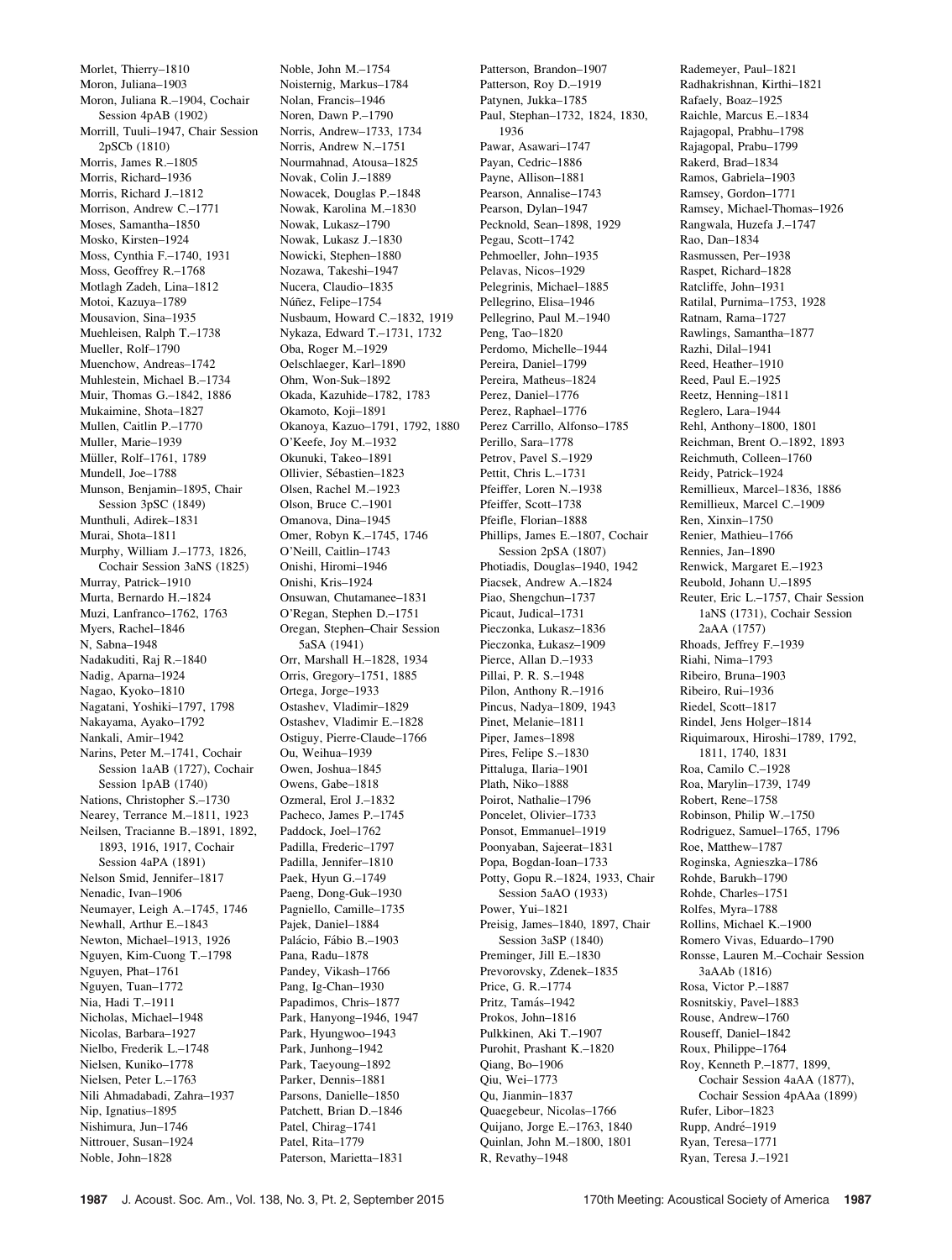Morlet, Thierry–1810
Moron, Juliana–1903
Moron, Juliana R.–1904, Cochair Session 4pAB (1902)
Morrill, Tuuli–1947, Chair Session 2pSCb (1810)
Morris, James R.–1805
Morris, Richard–1936
Morris, Richard J.–1812
Morrison, Andrew C.–1771
Moses, Samantha–1850
Mosko, Kirsten–1924
Moss, Cynthia F.–1740, 1931
Moss, Geoffrey R.–1768
Motlagh Zadeh, Lina–1812
Motoi, Kazuya–1789
Mousavion, Sina–1935
Muehleisen, Ralph T.–1738
Mueller, Rolf–1790
Muenchow, Andreas–1742
Muhlestein, Michael B.–1734
Muir, Thomas G.–1842, 1886
Mukaimine, Shota–1827
Mullen, Caitlin P.–1770
Muller, Marie–1939
Müller, Rolf–1761, 1789
Mundell, Joe–1788
Munson, Benjamin–1895, Chair Session 3pSC (1849)
Munthuli, Adirek–1831
Murai, Shota–1811
Murphy, William J.–1773, 1826, Cochair Session 3aNS (1825)
Murray, Patrick–1910
Murta, Bernardo H.–1824
Muzi, Lanfranco–1762, 1763
Myers, Rachel–1846
N, Sabna–1948
Nadakuditi, Raj R.–1840
Nadig, Aparna–1924
Nagao, Kyoko–1810
Nagatani, Yoshiki–1797, 1798
Nakayama, Ayako–1792
Nankali, Amir–1942
Narins, Peter M.–1741, Cochair Session 1aAB (1727), Cochair Session 1pAB (1740)
Nations, Christopher S.–1730
Nearey, Terrance M.–1811, 1923
Neilsen, Tracianne B.–1891, 1892, 1893, 1916, 1917, Cochair Session 4aPA (1891)
Nelson Smid, Jennifer–1817
Nenadic, Ivan–1906
Neumayer, Leigh A.–1745, 1746
Newhall, Arthur E.–1843
Newton, Michael–1913, 1926
Nguyen, Kim-Cuong T.–1798
Nguyen, Phat–1761
Nguyen, Tuan–1772
Nia, Hadi T.–1911
Nicholas, Michael–1948
Nicolas, Barbara–1927
Nielbo, Frederik L.–1748
Nielsen, Kuniko–1778
Nielsen, Peter L.–1763
Nili Ahmadabadi, Zahra–1937
Nip, Ignatius–1895
Nishimura, Jun–1746
Nittrouer, Susan–1924
Noble, John–1828
Noble, John M.–1754
Noisternig, Markus–1784
Nolan, Francis–1946
Noren, Dawn P.–1790
Norris, Andrew–1733, 1734
Norris, Andrew N.–1751
Nourmahnad, Atousa–1825
Novak, Colin J.–1889
Nowacek, Douglas P.–1848
Nowak, Karolina M.–1830
Nowak, Lukasz–1790
Nowak, Lukasz J.–1830
Nowicki, Stephen–1880
Nozawa, Takeshi–1947
Nucera, Claudio–1835
Núñez, Felipe–1754
Nusbaum, Howard C.–1832, 1919
Nykaza, Edward T.–1731, 1732
Oba, Roger M.–1929
Oelschlaeger, Karl–1890
Ohm, Won-Suk–1892
Okada, Kazuhide–1782, 1783
Okamoto, Koji–1891
Okanoya, Kazuo–1791, 1792, 1880
O'Keefe, Joy M.–1932
Okunuki, Takeo–1891
Ollivier, Sébastien–1823
Olsen, Rachel M.–1923
Olson, Bruce C.–1901
Omanova, Dina–1945
Omer, Robyn K.–1745, 1746
O'Neill, Caitlin–1743
Onishi, Hiromi–1946
Onishi, Kris–1924
Onsuwan, Chutamanee–1831
O'Regan, Stephen D.–1751
Oregan, Stephen–Chair Session 5aSA (1941)
Orr, Marshall H.–1828, 1934
Orris, Gregory–1751, 1885
Ortega, Jorge–1933
Ostashev, Vladimir–1829
Ostashev, Vladimir E.–1828
Ostiguy, Pierre-Claude–1766
Ou, Weihua–1939
Owen, Joshua–1845
Owens, Gabe–1818
Ozmeral, Erol J.–1832
Pacheco, James P.–1745
Paddock, Joel–1762
Padilla, Frederic–1797
Padilla, Jennifer–1810
Paek, Hyun G.–1749
Paeng, Dong-Guk–1930
Pagniello, Camille–1735
Pajek, Daniel–1884
Palácio, Fábio B.–1903
Pana, Radu–1878
Pandey, Vikash–1766
Pang, Ig-Chan–1930
Papadimos, Chris–1877
Park, Hanyong–1946, 1947
Park, Hyungwoo–1943
Park, Junhong–1942
Park, Taeyoung–1892
Parker, Dennis–1881
Parsons, Danielle–1850
Patchett, Brian D.–1846
Patel, Chirag–1741
Patel, Rita–1779
Paterson, Marietta–1831
Patterson, Brandon–1907
Patterson, Roy D.–1919
Patynen, Jukka–1785
Paul, Stephan–1732, 1824, 1830, 1936
Pawar, Asawari–1747
Payan, Cedric–1886
Payne, Allison–1881
Pearson, Annalise–1743
Pearson, Dylan–1947
Pecknold, Sean–1898, 1929
Pegau, Scott–1742
Pehmoeller, John–1935
Pelavas, Nicos–1929
Pelegrinis, Michael–1885
Pellegrino, Elisa–1946
Pellegrino, Paul M.–1940
Peng, Tao–1820
Perdomo, Michelle–1944
Pereira, Daniel–1799
Pereira, Matheus–1824
Perez, Daniel–1776
Perez, Raphael–1776
Perez Carrillo, Alfonso–1785
Perillo, Sara–1778
Petrov, Pavel S.–1929
Pettit, Chris L.–1731
Pfeiffer, Loren N.–1938
Pfeiffer, Scott–1738
Pfeifle, Florian–1888
Phillips, James E.–1807, Cochair Session 2pSA (1807)
Photiadis, Douglas–1940, 1942
Piacsek, Andrew A.–1824
Piao, Shengchun–1737
Picaut, Judical–1731
Pieczonka, Lukasz–1836
Pieczonka, Łukasz–1909
Pierce, Allan D.–1933
Pillai, P. R. S.–1948
Pilon, Anthony R.–1916
Pincus, Nadya–1809, 1943
Pinet, Melanie–1811
Piper, James–1898
Pires, Felipe S.–1830
Pittaluga, Ilaria–1901
Plath, Niko–1888
Poirot, Nathalie–1796
Poncelet, Olivier–1733
Ponsot, Emmanuel–1919
Poonyaban, Sajeerat–1831
Popa, Bogdan-Ioan–1733
Potty, Gopu R.–1824, 1933, Chair Session 5aAO (1933)
Power, Yui–1821
Preisig, James–1840, 1897, Chair Session 3aSP (1840)
Preminger, Jill E.–1830
Prevorovsky, Zdenek–1835
Price, G. R.–1774
Pritz, Tamás–1942
Prokos, John–1816
Pulkkinen, Aki T.–1907
Purohit, Prashant K.–1820
Qiang, Bo–1906
Qiu, Wei–1773
Qu, Jianmin–1837
Quaegebeur, Nicolas–1766
Quijano, Jorge E.–1763, 1840
Quinlan, John M.–1800, 1801
R, Revathy–1948
Rademeyer, Paul–1821
Radhakrishnan, Kirthi–1821
Rafaely, Boaz–1925
Raichle, Marcus E.–1834
Rajagopal, Prabhu–1798
Rajagopal, Prabu–1799
Rakerd, Brad–1834
Ramos, Gabriela–1903
Ramsey, Gordon–1771
Ramsey, Michael-Thomas–1926
Rangwala, Huzefa J.–1747
Rao, Dan–1834
Rasmussen, Per–1938
Raspet, Richard–1828
Ratcliffe, John–1931
Ratilal, Purnima–1753, 1928
Ratnam, Rama–1727
Rawlings, Samantha–1877
Razhi, Dilal–1941
Reed, Heather–1910
Reed, Paul E.–1925
Reetz, Henning–1811
Reglero, Lara–1944
Rehl, Anthony–1800, 1801
Reichman, Brent O.–1892, 1893
Reichmuth, Colleen–1760
Reidy, Patrick–1924
Remillieux, Marcel–1836, 1886
Remillieux, Marcel C.–1909
Ren, Xinxin–1750
Renier, Mathieu–1766
Rennies, Jan–1890
Renwick, Margaret E.–1923
Reubold, Johann U.–1895
Reuter, Eric L.–1757, Chair Session 1aNS (1731), Cochair Session 2aAA (1757)
Rhoads, Jeffrey F.–1939
Riahi, Nima–1793
Ribeiro, Bruna–1903
Ribeiro, Rui–1936
Riedel, Scott–1817
Rindel, Jens Holger–1814
Riquimaroux, Hiroshi–1789, 1792, 1811, 1740, 1831
Roa, Camilo C.–1928
Roa, Marylin–1739, 1749
Robert, Rene–1758
Robinson, Philip W.–1750
Rodriguez, Samuel–1765, 1796
Roe, Matthew–1787
Roginska, Agnieszka–1786
Rohde, Barukh–1790
Rohde, Charles–1751
Rolfes, Myra–1788
Rollins, Michael K.–1900
Romero Vivas, Eduardo–1790
Ronsse, Lauren M.–Cochair Session 3aAAb (1816)
Rosa, Victor P.–1887
Rosnitskiy, Pavel–1883
Rouse, Andrew–1760
Rouseff, Daniel–1842
Roux, Philippe–1764
Roy, Kenneth P.–1877, 1899, Cochair Session 4aAA (1877), Cochair Session 4pAAa (1899)
Rufer, Libor–1823
Rupp, André–1919
Ryan, Teresa–1771
Ryan, Teresa J.–1921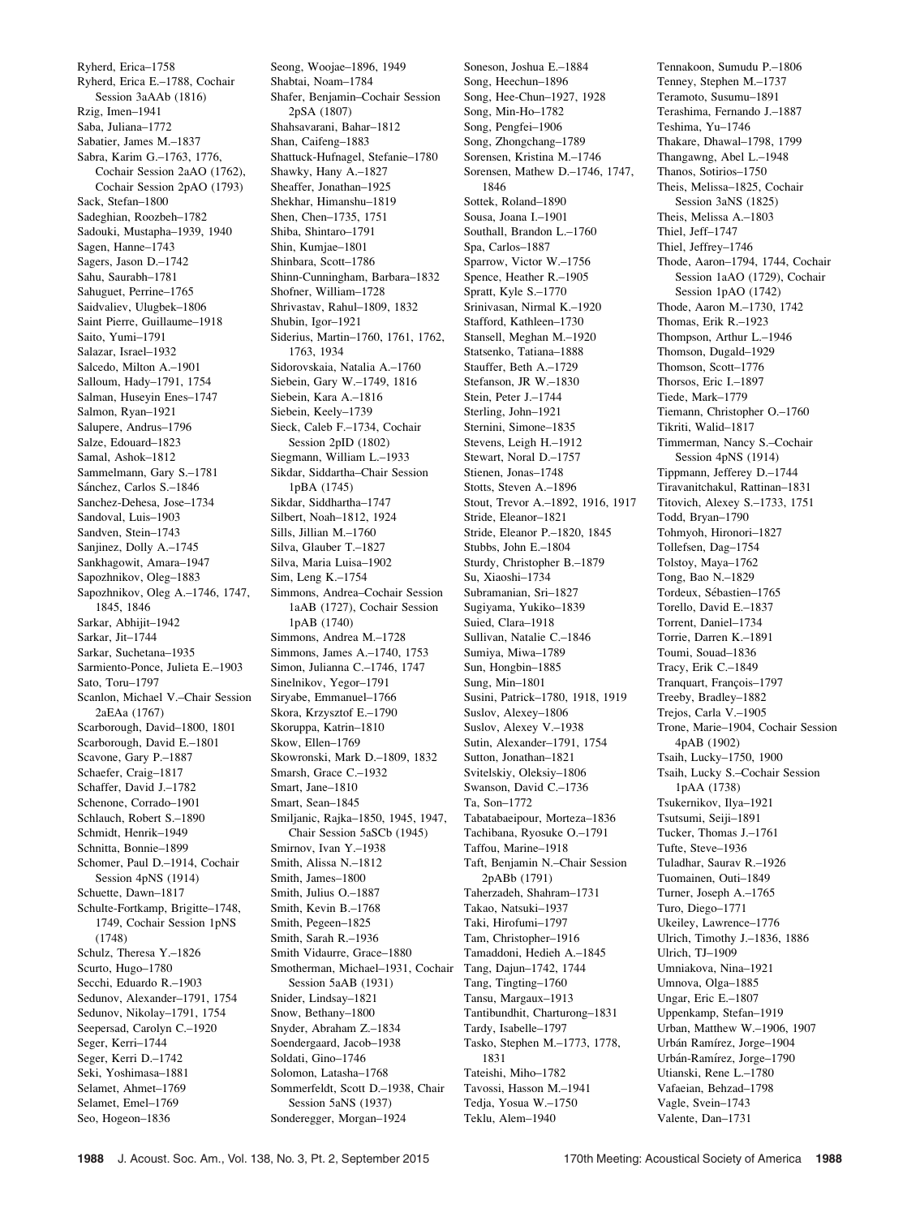Ryherd, Erica–1758
Ryherd, Erica E.–1788, Cochair Session 3aAAb (1816)
Rzig, Imen–1941
Saba, Juliana–1772
Sabatier, James M.–1837
Sabra, Karim G.–1763, 1776, Cochair Session 2aAO (1762), Cochair Session 2pAO (1793)
Sack, Stefan–1800
Sadeghian, Roozbeh–1782
Sadouki, Mustapha–1939, 1940
Sagen, Hanne–1743
Sagers, Jason D.–1742
Sahu, Saurabh–1781
Sahuguet, Perrine–1765
Saidvaliev, Ulugbek–1806
Saint Pierre, Guillaume–1918
Saito, Yumi–1791
Salazar, Israel–1932
Salcedo, Milton A.–1901
Salloum, Hady–1791, 1754
Salman, Huseyin Enes–1747
Salmon, Ryan–1921
Salupere, Andrus–1796
Salze, Edouard–1823
Samal, Ashok–1812
Sammelmann, Gary S.–1781
Sánchez, Carlos S.–1846
Sanchez-Dehesa, Jose–1734
Sandoval, Luis–1903
Sandven, Stein–1743
Sanjinez, Dolly A.–1745
Sankhagowit, Amara–1947
Sapozhnikov, Oleg–1883
Sapozhnikov, Oleg A.–1746, 1747, 1845, 1846
Sarkar, Abhijit–1942
Sarkar, Jit–1744
Sarkar, Suchetana–1935
Sarmiento-Ponce, Julieta E.–1903
Sato, Toru–1797
Scanlon, Michael V.–Chair Session 2aEAa (1767)
Scarborough, David–1800, 1801
Scarborough, David E.–1801
Scavone, Gary P.–1887
Schaefer, Craig–1817
Schaffer, David J.–1782
Schenone, Corrado–1901
Schlauch, Robert S.–1890
Schmidt, Henrik–1949
Schnitta, Bonnie–1899
Schomer, Paul D.–1914, Cochair Session 4pNS (1914)
Schuette, Dawn–1817
Schulte-Fortkamp, Brigitte–1748, 1749, Cochair Session 1pNS (1748)
Schulz, Theresa Y.–1826
Scurto, Hugo–1780
Secchi, Eduardo R.–1903
Sedunov, Alexander–1791, 1754
Sedunov, Nikolay–1791, 1754
Seepersad, Carolyn C.–1920
Seger, Kerri–1744
Seger, Kerri D.–1742
Seki, Yoshimasa–1881
Selamet, Ahmet–1769
Selamet, Emel–1769
Seo, Hogeon–1836
Seong, Woojae–1896, 1949
Shabtai, Noam–1784
Shafer, Benjamin–Cochair Session 2pSA (1807)
Shahsavarani, Bahar–1812
Shan, Caifeng–1883
Shattuck-Hufnagel, Stefanie–1780
Shawky, Hany A.–1827
Sheaffer, Jonathan–1925
Shekhar, Himanshu–1819
Shen, Chen–1735, 1751
Shiba, Shintaro–1791
Shin, Kumjae–1801
Shinbara, Scott–1786
Shinn-Cunningham, Barbara–1832
Shofner, William–1728
Shrivastav, Rahul–1809, 1832
Shubin, Igor–1921
Siderius, Martin–1760, 1761, 1762, 1763, 1934
Sidorovskaia, Natalia A.–1760
Siebein, Gary W.–1749, 1816
Siebein, Kara A.–1816
Siebein, Keely–1739
Sieck, Caleb F.–1734, Cochair Session 2pID (1802)
Siegmann, William L.–1933
Sikdar, Siddartha–Chair Session 1pBA (1745)
Sikdar, Siddhartha–1747
Silbert, Noah–1812, 1924
Sills, Jillian M.–1760
Silva, Glauber T.–1827
Silva, Maria Luisa–1902
Sim, Leng K.–1754
Simmons, Andrea–Cochair Session 1aAB (1727), Cochair Session 1pAB (1740)
Simmons, Andrea M.–1728
Simmons, James A.–1740, 1753
Simon, Julianna C.–1746, 1747
Sinelnikov, Yegor–1791
Siryabe, Emmanuel–1766
Skora, Krzysztof E.–1790
Skoruppa, Katrin–1810
Skow, Ellen–1769
Skowronski, Mark D.–1809, 1832
Smarsh, Grace C.–1932
Smart, Jane–1810
Smart, Sean–1845
Smiljanic, Rajka–1850, 1945, 1947, Chair Session 5aSCb (1945)
Smirnov, Ivan Y.–1938
Smith, Alissa N.–1812
Smith, James–1800
Smith, Julius O.–1887
Smith, Kevin B.–1768
Smith, Pegeen–1825
Smith, Sarah R.–1936
Smith Vidaurre, Grace–1880
Smotherman, Michael–1931, Cochair Session 5aAB (1931)
Snider, Lindsay–1821
Snow, Bethany–1800
Snyder, Abraham Z.–1834
Soendergaard, Jacob–1938
Soldati, Gino–1746
Solomon, Latasha–1768
Sommerfeldt, Scott D.–1938, Chair Session 5aNS (1937)
Sonderegger, Morgan–1924
Soneson, Joshua E.–1884
Song, Heechun–1896
Song, Hee-Chun–1927, 1928
Song, Min-Ho–1782
Song, Pengfei–1906
Song, Zhongchang–1789
Sorensen, Kristina M.–1746
Sorensen, Mathew D.–1746, 1747, 1846
Sottek, Roland–1890
Sousa, Joana I.–1901
Southall, Brandon L.–1760
Spa, Carlos–1887
Sparrow, Victor W.–1756
Spence, Heather R.–1905
Spratt, Kyle S.–1770
Srinivasan, Nirmal K.–1920
Stafford, Kathleen–1730
Stansell, Meghan M.–1920
Statsenko, Tatiana–1888
Stauffer, Beth A.–1729
Stefanson, JR W.–1830
Stein, Peter J.–1744
Sterling, John–1921
Sternini, Simone–1835
Stevens, Leigh H.–1912
Stewart, Noral D.–1757
Stienen, Jonas–1748
Stotts, Steven A.–1896
Stout, Trevor A.–1892, 1916, 1917
Stride, Eleanor–1821
Stride, Eleanor P.–1820, 1845
Stubbs, John E.–1804
Sturdy, Christopher B.–1879
Su, Xiaoshi–1734
Subramanian, Sri–1827
Sugiyama, Yukiko–1839
Suied, Clara–1918
Sullivan, Natalie C.–1846
Sumiya, Miwa–1789
Sun, Hongbin–1885
Sung, Min–1801
Susini, Patrick–1780, 1918, 1919
Suslov, Alexey–1806
Suslov, Alexey V.–1938
Sutin, Alexander–1791, 1754
Sutton, Jonathan–1821
Svitelskiy, Oleksiy–1806
Swanson, David C.–1736
Ta, Son–1772
Tabatabaeipour, Morteza–1836
Tachibana, Ryosuke O.–1791
Taffou, Marine–1918
Taft, Benjamin N.–Chair Session 2pABb (1791)
Taherzadeh, Shahram–1731
Takao, Natsuki–1937
Taki, Hirofumi–1797
Tam, Christopher–1916
Tamaddoni, Hedieh A.–1845
Tang, Dajun–1742, 1744
Tang, Tingting–1760
Tansu, Margaux–1913
Tantibundhit, Charturong–1831
Tardy, Isabelle–1797
Tasko, Stephen M.–1773, 1778, 1831
Tateishi, Miho–1782
Tavossi, Hasson M.–1941
Tedja, Yosua W.–1750
Teklu, Alem–1940
Tennakoon, Sumudu P.–1806
Tenney, Stephen M.–1737
Teramoto, Susumu–1891
Terashima, Fernando J.–1887
Teshima, Yu–1746
Thakare, Dhawal–1798, 1799
Thangawng, Abel L.–1948
Thanos, Sotirios–1750
Theis, Melissa–1825, Cochair Session 3aNS (1825)
Theis, Melissa A.–1803
Thiel, Jeff–1747
Thiel, Jeffrey–1746
Thode, Aaron–1794, 1744, Cochair Session 1aAO (1729), Cochair Session 1pAO (1742)
Thode, Aaron M.–1730, 1742
Thomas, Erik R.–1923
Thompson, Arthur L.–1946
Thomson, Dugald–1929
Thomson, Scott–1776
Thorsos, Eric I.–1897
Tiede, Mark–1779
Tiemann, Christopher O.–1760
Tikriti, Walid–1817
Timmerman, Nancy S.–Cochair Session 4pNS (1914)
Tippmann, Jefferey D.–1744
Tiravanitchakul, Rattinan–1831
Titovich, Alexey S.–1733, 1751
Todd, Bryan–1790
Tohmyoh, Hironori–1827
Tollefsen, Dag–1754
Tolstoy, Maya–1762
Tong, Bao N.–1829
Tordeux, Sébastien–1765
Torello, David E.–1837
Torrent, Daniel–1734
Torrie, Darren K.–1891
Toumi, Souad–1836
Tracy, Erik C.–1849
Tranquart, François–1797
Treeby, Bradley–1882
Trejos, Carla V.–1905
Trone, Marie–1904, Cochair Session 4pAB (1902)
Tsaih, Lucky–1750, 1900
Tsaih, Lucky S.–Cochair Session 1pAA (1738)
Tsukernikov, Ilya–1921
Tsutsumi, Seiji–1891
Tucker, Thomas J.–1761
Tufte, Steve–1936
Tuladhar, Saurav R.–1926
Tuomainen, Outi–1849
Turner, Joseph A.–1765
Turo, Diego–1771
Ukeiley, Lawrence–1776
Ulrich, Timothy J.–1836, 1886
Ulrich, TJ–1909
Umniakova, Nina–1921
Umnova, Olga–1885
Ungar, Eric E.–1807
Uppenkamp, Stefan–1919
Urban, Matthew W.–1906, 1907
Urbán Ramírez, Jorge–1904
Urbán-Ramírez, Jorge–1790
Utianski, Rene L.–1780
Vafaeian, Behzad–1798
Vagle, Svein–1743
Valente, Dan–1731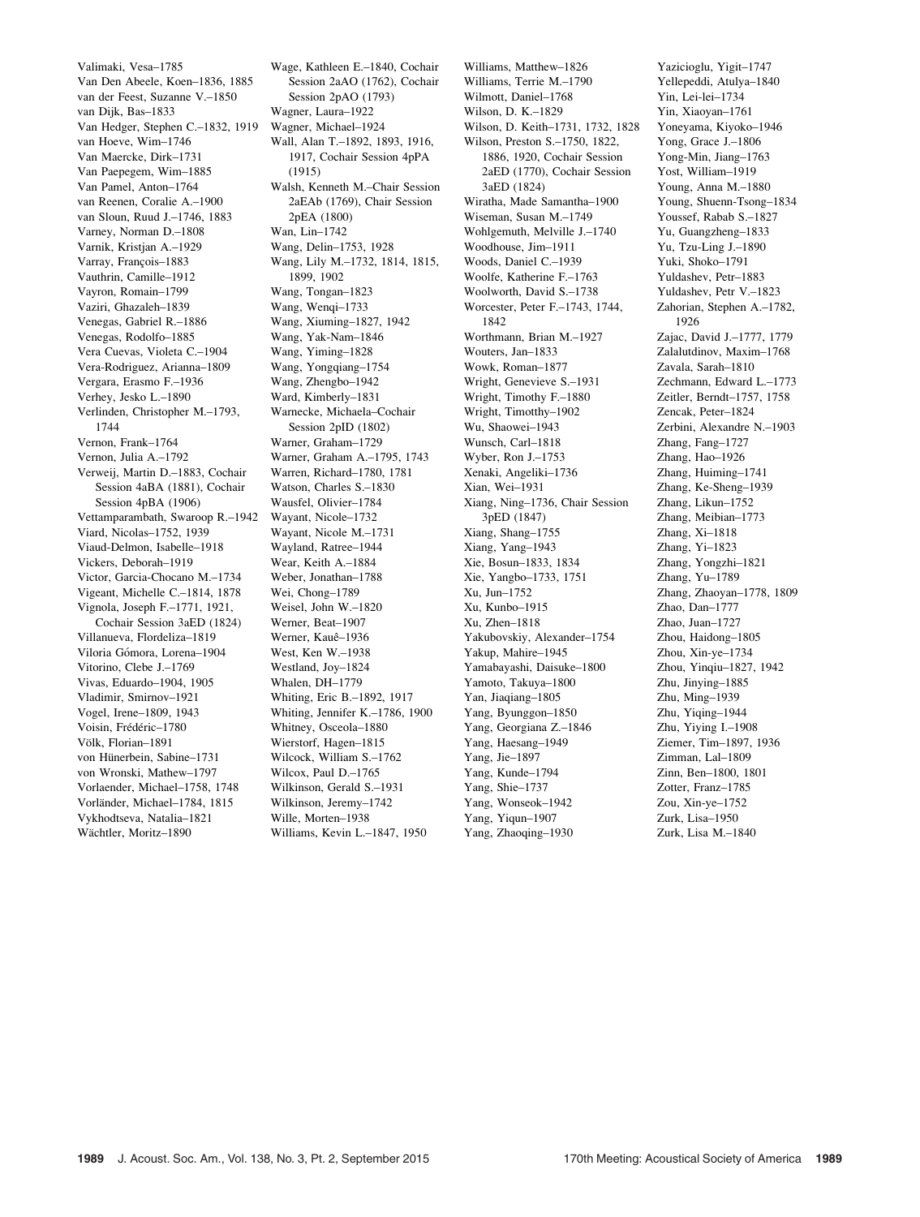Valimaki, Vesa–1785
Van Den Abeele, Koen–1836, 1885
van der Feest, Suzanne V.–1850
van Dijk, Bas–1833
Van Hedger, Stephen C.–1832, 1919
van Hoeve, Wim–1746
Van Maercke, Dirk–1731
Van Paepegem, Wim–1885
Van Pamel, Anton–1764
van Reenen, Coralie A.–1900
van Sloun, Ruud J.–1746, 1883
Varney, Norman D.–1808
Varnik, Kristjan A.–1929
Varray, François–1883
Vauthrin, Camille–1912
Vayron, Romain–1799
Vaziri, Ghazaleh–1839
Venegas, Gabriel R.–1886
Venegas, Rodolfo–1885
Vera Cuevas, Violeta C.–1904
Vera-Rodriguez, Arianna–1809
Vergara, Erasmo F.–1936
Verhey, Jesko L.–1890
Verlinden, Christopher M.–1793, 1744
Vernon, Frank–1764
Vernon, Julia A.–1792
Verweij, Martin D.–1883, Cochair Session 4aBA (1881), Cochair Session 4pBA (1906)
Vettamparambath, Swaroop R.–1942
Viard, Nicolas–1752, 1939
Viaud-Delmon, Isabelle–1918
Vickers, Deborah–1919
Victor, Garcia-Chocano M.–1734
Vigeant, Michelle C.–1814, 1878
Vignola, Joseph F.–1771, 1921, Cochair Session 3aED (1824)
Villanueva, Flordeliza–1819
Viloria Gómora, Lorena–1904
Vitorino, Clebe J.–1769
Vivas, Eduardo–1904, 1905
Vladimir, Smirnov–1921
Vogel, Irene–1809, 1943
Voisin, Frédéric–1780
Völk, Florian–1891
von Hünerbein, Sabine–1731
von Wronski, Mathew–1797
Vorlaender, Michael–1758, 1748
Vorländer, Michael–1784, 1815
Vykhodtseva, Natalia–1821
Wächtler, Moritz–1890
Wage, Kathleen E.–1840, Cochair Session 2aAO (1762), Cochair Session 2pAO (1793)
Wagner, Laura–1922
Wagner, Michael–1924
Wall, Alan T.–1892, 1893, 1916, 1917, Cochair Session 4pPA (1915)
Walsh, Kenneth M.–Chair Session 2aEAb (1769), Chair Session 2pEA (1800)
Wan, Lin–1742
Wang, Delin–1753, 1928
Wang, Lily M.–1732, 1814, 1815, 1899, 1902
Wang, Tongan–1823
Wang, Wenqi–1733
Wang, Xiuming–1827, 1942
Wang, Yak-Nam–1846
Wang, Yiming–1828
Wang, Yongqiang–1754
Wang, Zhengbo–1942
Ward, Kimberly–1831
Warnecke, Michaela–Cochair Session 2pID (1802)
Warner, Graham–1729
Warner, Graham A.–1795, 1743
Warren, Richard–1780, 1781
Watson, Charles S.–1830
Wausfel, Olivier–1784
Wayant, Nicole–1732
Wayant, Nicole M.–1731
Wayland, Ratree–1944
Wear, Keith A.–1884
Weber, Jonathan–1788
Wei, Chong–1789
Weisel, John W.–1820
Werner, Beat–1907
Werner, Kauê–1936
West, Ken W.–1938
Westland, Joy–1824
Whalen, DH–1779
Whiting, Eric B.–1892, 1917
Whiting, Jennifer K.–1786, 1900
Whitney, Osceola–1880
Wierstorf, Hagen–1815
Wilcock, William S.–1762
Wilcox, Paul D.–1765
Wilkinson, Gerald S.–1931
Wilkinson, Jeremy–1742
Wille, Morten–1938
Williams, Kevin L.–1847, 1950
Williams, Matthew–1826
Williams, Terrie M.–1790
Wilmott, Daniel–1768
Wilson, D. K.–1829
Wilson, D. Keith–1731, 1732, 1828
Wilson, Preston S.–1750, 1822, 1886, 1920, Cochair Session 2aED (1770), Cochair Session 3aED (1824)
Wiratha, Made Samantha–1900
Wiseman, Susan M.–1749
Wohlgemuth, Melville J.–1740
Woodhouse, Jim–1911
Woods, Daniel C.–1939
Woolfe, Katherine F.–1763
Woolworth, David S.–1738
Worcester, Peter F.–1743, 1744, 1842
Worthmann, Brian M.–1927
Wouters, Jan–1833
Wowk, Roman–1877
Wright, Genevieve S.–1931
Wright, Timothy F.–1880
Wright, Timotthy–1902
Wu, Shaowei–1943
Wunsch, Carl–1818
Wyber, Ron J.–1753
Xenaki, Angeliki–1736
Xian, Wei–1931
Xiang, Ning–1736, Chair Session 3pED (1847)
Xiang, Shang–1755
Xiang, Yang–1943
Xie, Bosun–1833, 1834
Xie, Yangbo–1733, 1751
Xu, Jun–1752
Xu, Kunbo–1915
Xu, Zhen–1818
Yakubovskiy, Alexander–1754
Yakup, Mahire–1945
Yamabayashi, Daisuke–1800
Yamoto, Takuya–1800
Yan, Jiaqiang–1805
Yang, Byunggon–1850
Yang, Georgiana Z.–1846
Yang, Haesang–1949
Yang, Jie–1897
Yang, Kunde–1794
Yang, Shie–1737
Yang, Wonseok–1942
Yang, Yiqun–1907
Yang, Zhaoqing–1930
Yazicioglu, Yigit–1747
Yellepeddi, Atulya–1840
Yin, Lei-lei–1734
Yin, Xiaoyan–1761
Yoneyama, Kiyoko–1946
Yong, Grace J.–1806
Yong-Min, Jiang–1763
Yost, William–1919
Young, Anna M.–1880
Young, Shuenn-Tsong–1834
Youssef, Rabab S.–1827
Yu, Guangzheng–1833
Yu, Tzu-Ling J.–1890
Yuki, Shoko–1791
Yuldashev, Petr–1883
Yuldashev, Petr V.–1823
Zahorian, Stephen A.–1782, 1926
Zajac, David J.–1777, 1779
Zalalutdinov, Maxim–1768
Zavala, Sarah–1810
Zechmann, Edward L.–1773
Zeitler, Berndt–1757, 1758
Zencak, Peter–1824
Zerbini, Alexandre N.–1903
Zhang, Fang–1727
Zhang, Hao–1926
Zhang, Huiming–1741
Zhang, Ke-Sheng–1939
Zhang, Likun–1752
Zhang, Meibian–1773
Zhang, Xi–1818
Zhang, Yi–1823
Zhang, Yongzhi–1821
Zhang, Yu–1789
Zhang, Zhaoyan–1778, 1809
Zhao, Dan–1777
Zhao, Juan–1727
Zhou, Haidong–1805
Zhou, Xin-ye–1734
Zhou, Yinqiu–1827, 1942
Zhu, Jinying–1885
Zhu, Ming–1939
Zhu, Yiqing–1944
Zhu, Yiying I.–1908
Ziemer, Tim–1897, 1936
Zimman, Lal–1809
Zinn, Ben–1800, 1801
Zotter, Franz–1785
Zou, Xin-ye–1752
Zurk, Lisa–1950
Zurk, Lisa M.–1840